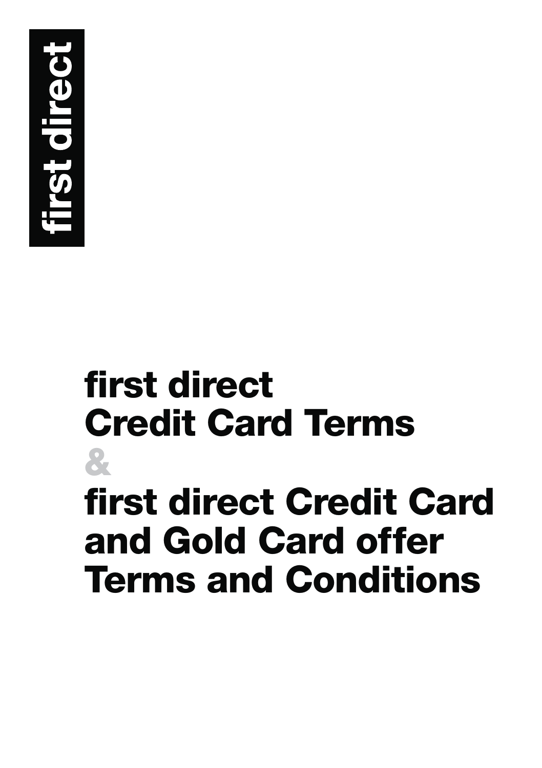first direct

# first direct Credit Card Terms

&

# first direct Credit Card and Gold Card offer Terms and Conditions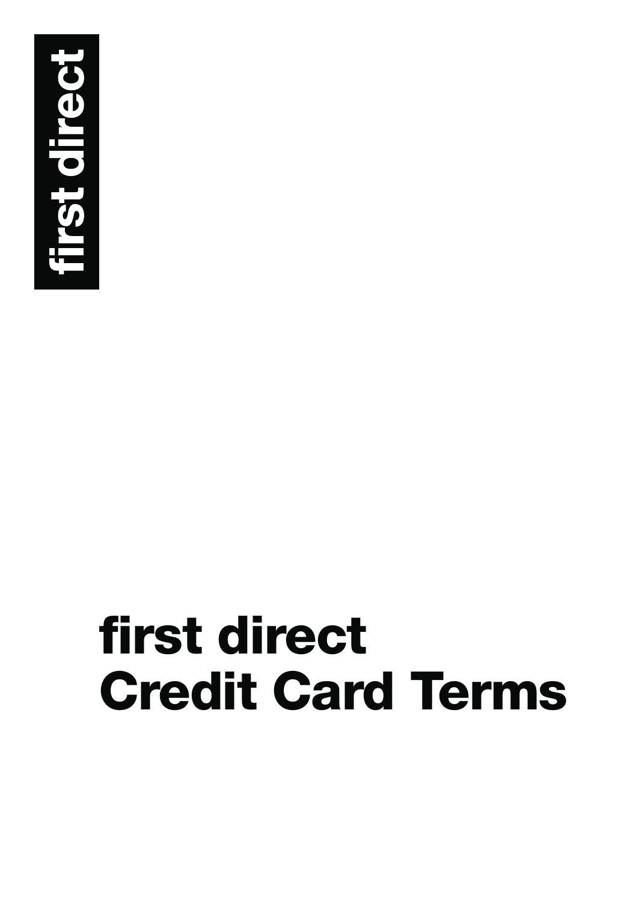first direct

# first direct
# Credit Card Terms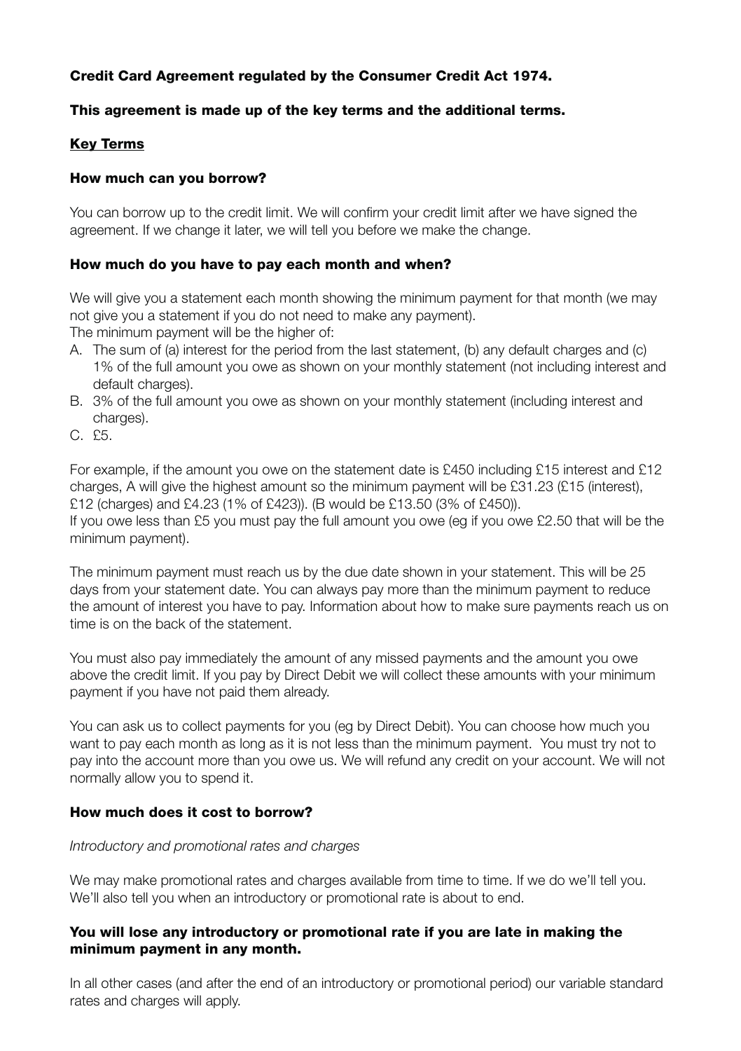**Credit Card Agreement regulated by the Consumer Credit Act 1974.**

**This agreement is made up of the key terms and the additional terms.**

## Key Terms

### How much can you borrow?

You can borrow up to the credit limit. We will confirm your credit limit after we have signed the agreement. If we change it later, we will tell you before we make the change.

### How much do you have to pay each month and when?

We will give you a statement each month showing the minimum payment for that month (we may not give you a statement if you do not need to make any payment).
The minimum payment will be the higher of:

A. The sum of (a) interest for the period from the last statement, (b) any default charges and (c) 1% of the full amount you owe as shown on your monthly statement (not including interest and default charges).
B. 3% of the full amount you owe as shown on your monthly statement (including interest and charges).
C. £5.

For example, if the amount you owe on the statement date is £450 including £15 interest and £12 charges, A will give the highest amount so the minimum payment will be £31.23 (£15 (interest), £12 (charges) and £4.23 (1% of £423)). (B would be £13.50 (3% of £450)).
If you owe less than £5 you must pay the full amount you owe (eg if you owe £2.50 that will be the minimum payment).

The minimum payment must reach us by the due date shown in your statement. This will be 25 days from your statement date. You can always pay more than the minimum payment to reduce the amount of interest you have to pay. Information about how to make sure payments reach us on time is on the back of the statement.

You must also pay immediately the amount of any missed payments and the amount you owe above the credit limit. If you pay by Direct Debit we will collect these amounts with your minimum payment if you have not paid them already.

You can ask us to collect payments for you (eg by Direct Debit). You can choose how much you want to pay each month as long as it is not less than the minimum payment. You must try not to pay into the account more than you owe us. We will refund any credit on your account. We will not normally allow you to spend it.

### How much does it cost to borrow?

*Introductory and promotional rates and charges*

We may make promotional rates and charges available from time to time. If we do we'll tell you. We'll also tell you when an introductory or promotional rate is about to end.

**You will lose any introductory or promotional rate if you are late in making the minimum payment in any month.**

In all other cases (and after the end of an introductory or promotional period) our variable standard rates and charges will apply.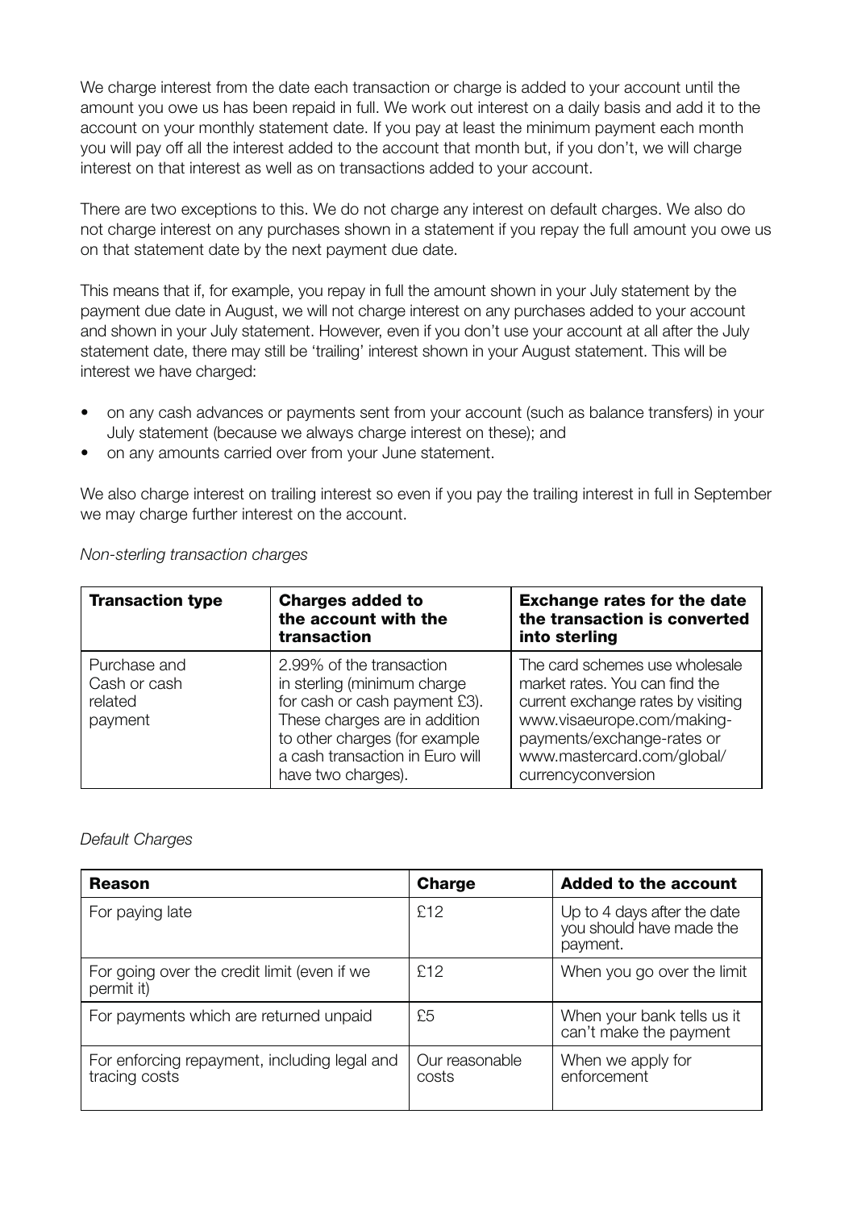We charge interest from the date each transaction or charge is added to your account until the amount you owe us has been repaid in full. We work out interest on a daily basis and add it to the account on your monthly statement date. If you pay at least the minimum payment each month you will pay off all the interest added to the account that month but, if you don't, we will charge interest on that interest as well as on transactions added to your account.

There are two exceptions to this. We do not charge any interest on default charges. We also do not charge interest on any purchases shown in a statement if you repay the full amount you owe us on that statement date by the next payment due date.

This means that if, for example, you repay in full the amount shown in your July statement by the payment due date in August, we will not charge interest on any purchases added to your account and shown in your July statement. However, even if you don't use your account at all after the July statement date, there may still be 'trailing' interest shown in your August statement. This will be interest we have charged:

- on any cash advances or payments sent from your account (such as balance transfers) in your July statement (because we always charge interest on these); and
- on any amounts carried over from your June statement.

We also charge interest on trailing interest so even if you pay the trailing interest in full in September we may charge further interest on the account.

*Non-sterling transaction charges*

| **Transaction type** | **Charges added to the account with the transaction** | **Exchange rates for the date the transaction is converted into sterling** |
|---|---|---|
| Purchase and Cash or cash related payment | 2.99% of the transaction in sterling (minimum charge for cash or cash payment £3). These charges are in addition to other charges (for example a cash transaction in Euro will have two charges). | The card schemes use wholesale market rates. You can find the current exchange rates by visiting www.visaeurope.com/making-payments/exchange-rates or www.mastercard.com/global/currencyconversion |

*Default Charges*

| **Reason** | **Charge** | **Added to the account** |
|---|---|---|
| For paying late | £12 | Up to 4 days after the date you should have made the payment. |
| For going over the credit limit (even if we permit it) | £12 | When you go over the limit |
| For payments which are returned unpaid | £5 | When your bank tells us it can't make the payment |
| For enforcing repayment, including legal and tracing costs | Our reasonable costs | When we apply for enforcement |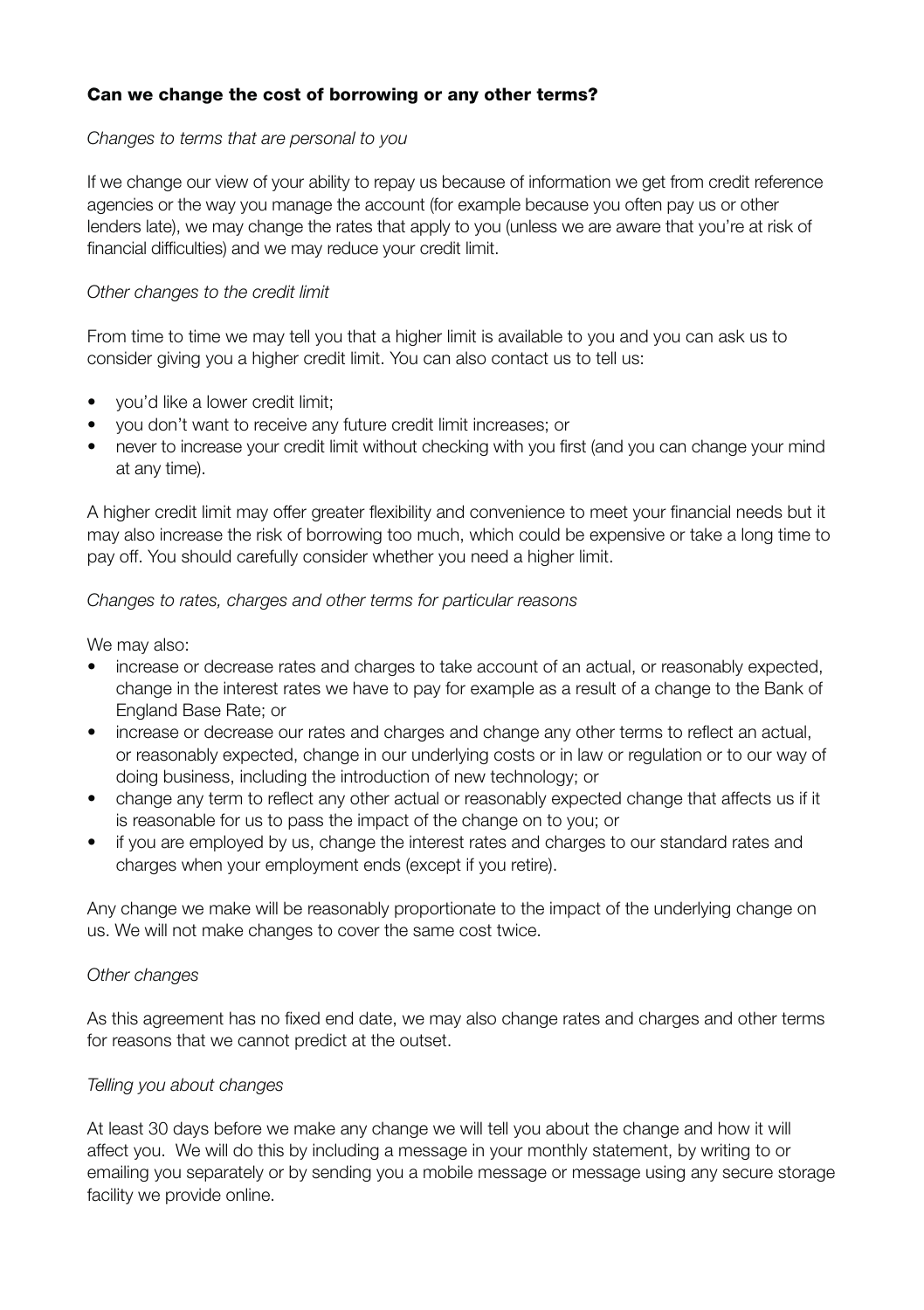## Can we change the cost of borrowing or any other terms?

*Changes to terms that are personal to you*

If we change our view of your ability to repay us because of information we get from credit reference agencies or the way you manage the account (for example because you often pay us or other lenders late), we may change the rates that apply to you (unless we are aware that you're at risk of financial difficulties) and we may reduce your credit limit.

*Other changes to the credit limit*

From time to time we may tell you that a higher limit is available to you and you can ask us to consider giving you a higher credit limit. You can also contact us to tell us:

- you'd like a lower credit limit;
- you don't want to receive any future credit limit increases; or
- never to increase your credit limit without checking with you first (and you can change your mind at any time).

A higher credit limit may offer greater flexibility and convenience to meet your financial needs but it may also increase the risk of borrowing too much, which could be expensive or take a long time to pay off. You should carefully consider whether you need a higher limit.

*Changes to rates, charges and other terms for particular reasons*

We may also:

- increase or decrease rates and charges to take account of an actual, or reasonably expected, change in the interest rates we have to pay for example as a result of a change to the Bank of England Base Rate; or
- increase or decrease our rates and charges and change any other terms to reflect an actual, or reasonably expected, change in our underlying costs or in law or regulation or to our way of doing business, including the introduction of new technology; or
- change any term to reflect any other actual or reasonably expected change that affects us if it is reasonable for us to pass the impact of the change on to you; or
- if you are employed by us, change the interest rates and charges to our standard rates and charges when your employment ends (except if you retire).

Any change we make will be reasonably proportionate to the impact of the underlying change on us. We will not make changes to cover the same cost twice.

*Other changes*

As this agreement has no fixed end date, we may also change rates and charges and other terms for reasons that we cannot predict at the outset.

*Telling you about changes*

At least 30 days before we make any change we will tell you about the change and how it will affect you. We will do this by including a message in your monthly statement, by writing to or emailing you separately or by sending you a mobile message or message using any secure storage facility we provide online.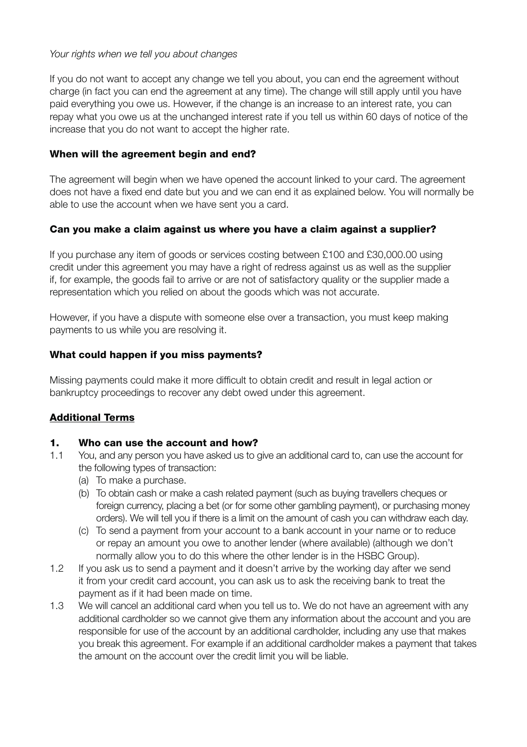*Your rights when we tell you about changes*

If you do not want to accept any change we tell you about, you can end the agreement without charge (in fact you can end the agreement at any time). The change will still apply until you have paid everything you owe us. However, if the change is an increase to an interest rate, you can repay what you owe us at the unchanged interest rate if you tell us within 60 days of notice of the increase that you do not want to accept the higher rate.

### When will the agreement begin and end?

The agreement will begin when we have opened the account linked to your card. The agreement does not have a fixed end date but you and we can end it as explained below. You will normally be able to use the account when we have sent you a card.

### Can you make a claim against us where you have a claim against a supplier?

If you purchase any item of goods or services costing between £100 and £30,000.00 using credit under this agreement you may have a right of redress against us as well as the supplier if, for example, the goods fail to arrive or are not of satisfactory quality or the supplier made a representation which you relied on about the goods which was not accurate.

However, if you have a dispute with someone else over a transaction, you must keep making payments to us while you are resolving it.

### What could happen if you miss payments?

Missing payments could make it more difficult to obtain credit and result in legal action or bankruptcy proceedings to recover any debt owed under this agreement.

## Additional Terms

### 1. Who can use the account and how?

1.1 You, and any person you have asked us to give an additional card to, can use the account for the following types of transaction:

- (a) To make a purchase.
- (b) To obtain cash or make a cash related payment (such as buying travellers cheques or foreign currency, placing a bet (or for some other gambling payment), or purchasing money orders). We will tell you if there is a limit on the amount of cash you can withdraw each day.
- (c) To send a payment from your account to a bank account in your name or to reduce or repay an amount you owe to another lender (where available) (although we don't normally allow you to do this where the other lender is in the HSBC Group).

1.2 If you ask us to send a payment and it doesn't arrive by the working day after we send it from your credit card account, you can ask us to ask the receiving bank to treat the payment as if it had been made on time.

1.3 We will cancel an additional card when you tell us to. We do not have an agreement with any additional cardholder so we cannot give them any information about the account and you are responsible for use of the account by an additional cardholder, including any use that makes you break this agreement. For example if an additional cardholder makes a payment that takes the amount on the account over the credit limit you will be liable.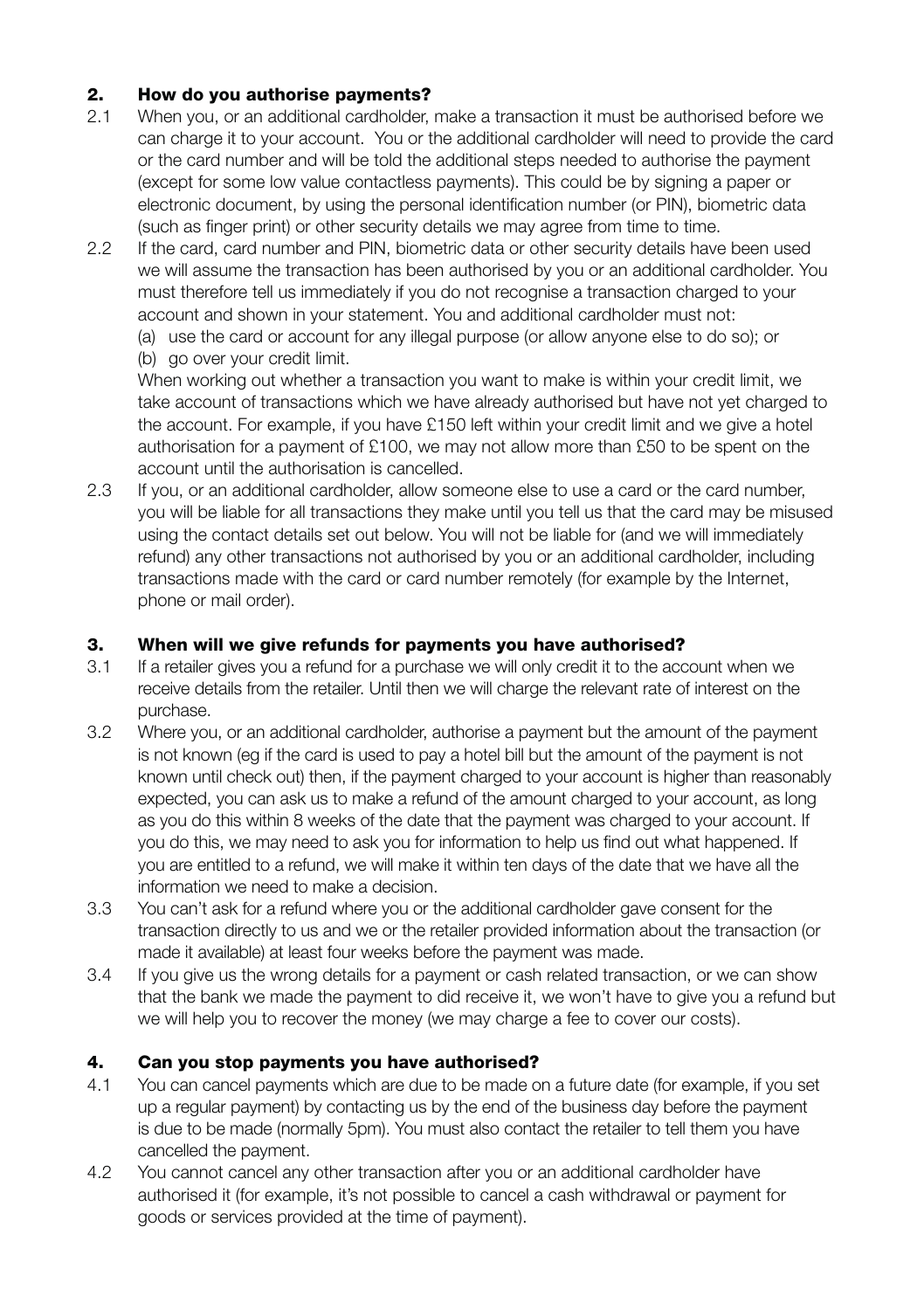## 2. How do you authorise payments?

2.1 When you, or an additional cardholder, make a transaction it must be authorised before we can charge it to your account. You or the additional cardholder will need to provide the card or the card number and will be told the additional steps needed to authorise the payment (except for some low value contactless payments). This could be by signing a paper or electronic document, by using the personal identification number (or PIN), biometric data (such as finger print) or other security details we may agree from time to time.

2.2 If the card, card number and PIN, biometric data or other security details have been used we will assume the transaction has been authorised by you or an additional cardholder. You must therefore tell us immediately if you do not recognise a transaction charged to your account and shown in your statement. You and additional cardholder must not:

(a) use the card or account for any illegal purpose (or allow anyone else to do so); or

(b) go over your credit limit.

When working out whether a transaction you want to make is within your credit limit, we take account of transactions which we have already authorised but have not yet charged to the account. For example, if you have £150 left within your credit limit and we give a hotel authorisation for a payment of £100, we may not allow more than £50 to be spent on the account until the authorisation is cancelled.

2.3 If you, or an additional cardholder, allow someone else to use a card or the card number, you will be liable for all transactions they make until you tell us that the card may be misused using the contact details set out below. You will not be liable for (and we will immediately refund) any other transactions not authorised by you or an additional cardholder, including transactions made with the card or card number remotely (for example by the Internet, phone or mail order).

## 3. When will we give refunds for payments you have authorised?

3.1 If a retailer gives you a refund for a purchase we will only credit it to the account when we receive details from the retailer. Until then we will charge the relevant rate of interest on the purchase.

3.2 Where you, or an additional cardholder, authorise a payment but the amount of the payment is not known (eg if the card is used to pay a hotel bill but the amount of the payment is not known until check out) then, if the payment charged to your account is higher than reasonably expected, you can ask us to make a refund of the amount charged to your account, as long as you do this within 8 weeks of the date that the payment was charged to your account. If you do this, we may need to ask you for information to help us find out what happened. If you are entitled to a refund, we will make it within ten days of the date that we have all the information we need to make a decision.

3.3 You can't ask for a refund where you or the additional cardholder gave consent for the transaction directly to us and we or the retailer provided information about the transaction (or made it available) at least four weeks before the payment was made.

3.4 If you give us the wrong details for a payment or cash related transaction, or we can show that the bank we made the payment to did receive it, we won't have to give you a refund but we will help you to recover the money (we may charge a fee to cover our costs).

## 4. Can you stop payments you have authorised?

4.1 You can cancel payments which are due to be made on a future date (for example, if you set up a regular payment) by contacting us by the end of the business day before the payment is due to be made (normally 5pm). You must also contact the retailer to tell them you have cancelled the payment.

4.2 You cannot cancel any other transaction after you or an additional cardholder have authorised it (for example, it's not possible to cancel a cash withdrawal or payment for goods or services provided at the time of payment).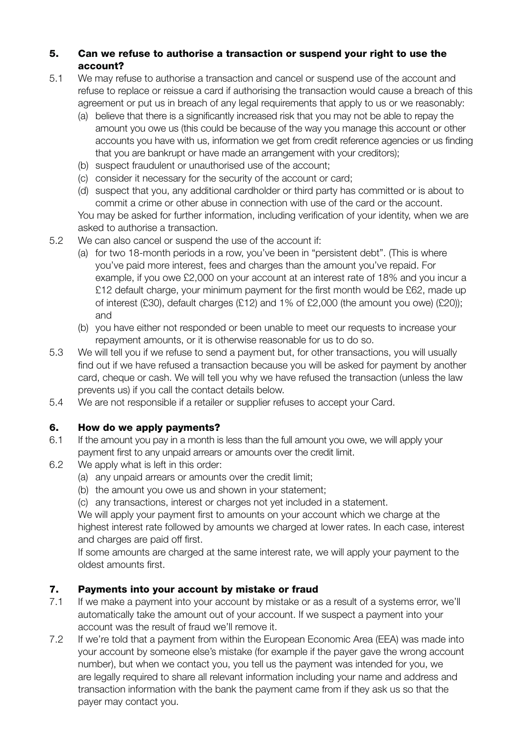## 5. Can we refuse to authorise a transaction or suspend your right to use the account?

5.1 We may refuse to authorise a transaction and cancel or suspend use of the account and refuse to replace or reissue a card if authorising the transaction would cause a breach of this agreement or put us in breach of any legal requirements that apply to us or we reasonably:

(a) believe that there is a significantly increased risk that you may not be able to repay the amount you owe us (this could be because of the way you manage this account or other accounts you have with us, information we get from credit reference agencies or us finding that you are bankrupt or have made an arrangement with your creditors);

(b) suspect fraudulent or unauthorised use of the account;

(c) consider it necessary for the security of the account or card;

(d) suspect that you, any additional cardholder or third party has committed or is about to commit a crime or other abuse in connection with use of the card or the account.

You may be asked for further information, including verification of your identity, when we are asked to authorise a transaction.

5.2 We can also cancel or suspend the use of the account if:

(a) for two 18-month periods in a row, you've been in "persistent debt". (This is where you've paid more interest, fees and charges than the amount you've repaid. For example, if you owe £2,000 on your account at an interest rate of 18% and you incur a £12 default charge, your minimum payment for the first month would be £62, made up of interest (£30), default charges (£12) and 1% of £2,000 (the amount you owe) (£20)); and

(b) you have either not responded or been unable to meet our requests to increase your repayment amounts, or it is otherwise reasonable for us to do so.

5.3 We will tell you if we refuse to send a payment but, for other transactions, you will usually find out if we have refused a transaction because you will be asked for payment by another card, cheque or cash. We will tell you why we have refused the transaction (unless the law prevents us) if you call the contact details below.

5.4 We are not responsible if a retailer or supplier refuses to accept your Card.

## 6. How do we apply payments?

6.1 If the amount you pay in a month is less than the full amount you owe, we will apply your payment first to any unpaid arrears or amounts over the credit limit.

6.2 We apply what is left in this order:

(a) any unpaid arrears or amounts over the credit limit;

(b) the amount you owe us and shown in your statement;

(c) any transactions, interest or charges not yet included in a statement.

We will apply your payment first to amounts on your account which we charge at the highest interest rate followed by amounts we charged at lower rates. In each case, interest and charges are paid off first.

If some amounts are charged at the same interest rate, we will apply your payment to the oldest amounts first.

## 7. Payments into your account by mistake or fraud

7.1 If we make a payment into your account by mistake or as a result of a systems error, we'll automatically take the amount out of your account. If we suspect a payment into your account was the result of fraud we'll remove it.

7.2 If we're told that a payment from within the European Economic Area (EEA) was made into your account by someone else's mistake (for example if the payer gave the wrong account number), but when we contact you, you tell us the payment was intended for you, we are legally required to share all relevant information including your name and address and transaction information with the bank the payment came from if they ask us so that the payer may contact you.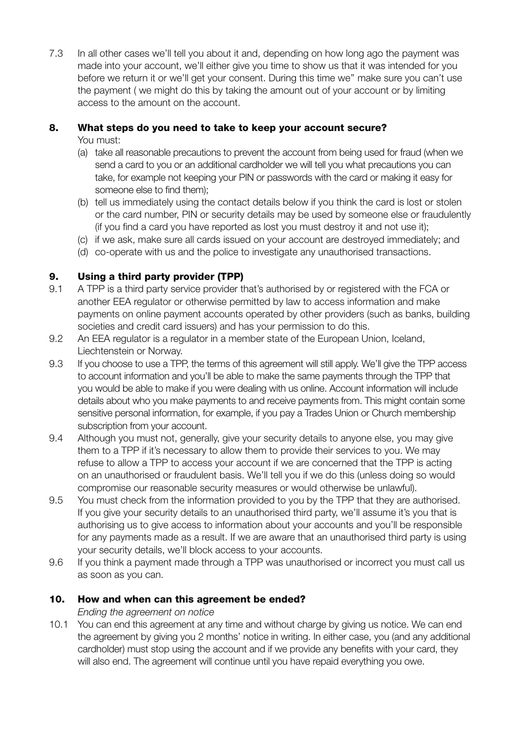7.3 In all other cases we'll tell you about it and, depending on how long ago the payment was made into your account, we'll either give you time to show us that it was intended for you before we return it or we'll get your consent. During this time we" make sure you can't use the payment ( we might do this by taking the amount out of your account or by limiting access to the amount on the account.

## 8. What steps do you need to take to keep your account secure?

You must:

(a) take all reasonable precautions to prevent the account from being used for fraud (when we send a card to you or an additional cardholder we will tell you what precautions you can take, for example not keeping your PIN or passwords with the card or making it easy for someone else to find them);

(b) tell us immediately using the contact details below if you think the card is lost or stolen or the card number, PIN or security details may be used by someone else or fraudulently (if you find a card you have reported as lost you must destroy it and not use it);

(c) if we ask, make sure all cards issued on your account are destroyed immediately; and

(d) co-operate with us and the police to investigate any unauthorised transactions.

## 9. Using a third party provider (TPP)

9.1 A TPP is a third party service provider that's authorised by or registered with the FCA or another EEA regulator or otherwise permitted by law to access information and make payments on online payment accounts operated by other providers (such as banks, building societies and credit card issuers) and has your permission to do this.

9.2 An EEA regulator is a regulator in a member state of the European Union, Iceland, Liechtenstein or Norway.

9.3 If you choose to use a TPP, the terms of this agreement will still apply. We'll give the TPP access to account information and you'll be able to make the same payments through the TPP that you would be able to make if you were dealing with us online. Account information will include details about who you make payments to and receive payments from. This might contain some sensitive personal information, for example, if you pay a Trades Union or Church membership subscription from your account.

9.4 Although you must not, generally, give your security details to anyone else, you may give them to a TPP if it's necessary to allow them to provide their services to you. We may refuse to allow a TPP to access your account if we are concerned that the TPP is acting on an unauthorised or fraudulent basis. We'll tell you if we do this (unless doing so would compromise our reasonable security measures or would otherwise be unlawful).

9.5 You must check from the information provided to you by the TPP that they are authorised. If you give your security details to an unauthorised third party, we'll assume it's you that is authorising us to give access to information about your accounts and you'll be responsible for any payments made as a result. If we are aware that an unauthorised third party is using your security details, we'll block access to your accounts.

9.6 If you think a payment made through a TPP was unauthorised or incorrect you must call us as soon as you can.

## 10. How and when can this agreement be ended?

*Ending the agreement on notice*

10.1 You can end this agreement at any time and without charge by giving us notice. We can end the agreement by giving you 2 months' notice in writing. In either case, you (and any additional cardholder) must stop using the account and if we provide any benefits with your card, they will also end. The agreement will continue until you have repaid everything you owe.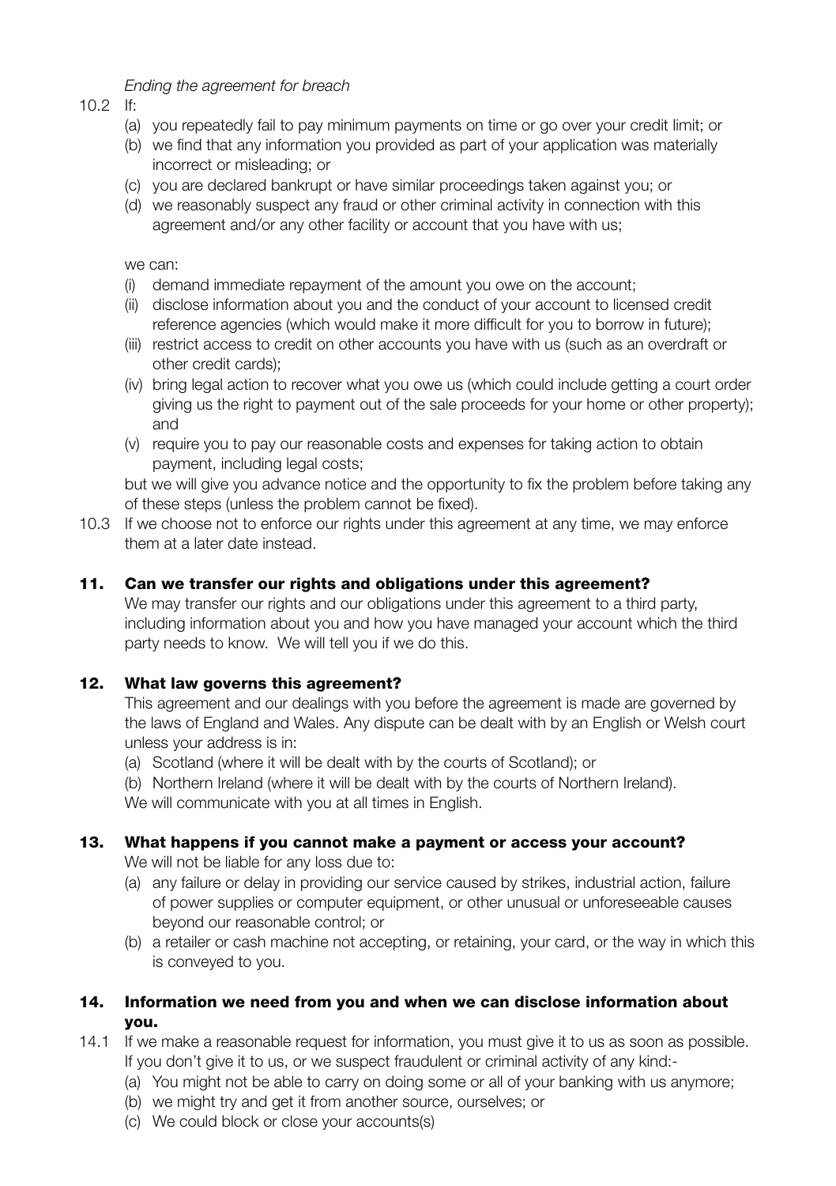*Ending the agreement for breach*

10.2 If:

(a) you repeatedly fail to pay minimum payments on time or go over your credit limit; or
(b) we find that any information you provided as part of your application was materially incorrect or misleading; or
(c) you are declared bankrupt or have similar proceedings taken against you; or
(d) we reasonably suspect any fraud or other criminal activity in connection with this agreement and/or any other facility or account that you have with us;

we can:

(i) demand immediate repayment of the amount you owe on the account;
(ii) disclose information about you and the conduct of your account to licensed credit reference agencies (which would make it more difficult for you to borrow in future);
(iii) restrict access to credit on other accounts you have with us (such as an overdraft or other credit cards);
(iv) bring legal action to recover what you owe us (which could include getting a court order giving us the right to payment out of the sale proceeds for your home or other property); and
(v) require you to pay our reasonable costs and expenses for taking action to obtain payment, including legal costs;

but we will give you advance notice and the opportunity to fix the problem before taking any of these steps (unless the problem cannot be fixed).

10.3 If we choose not to enforce our rights under this agreement at any time, we may enforce them at a later date instead.

## 11. Can we transfer our rights and obligations under this agreement?

We may transfer our rights and our obligations under this agreement to a third party, including information about you and how you have managed your account which the third party needs to know. We will tell you if we do this.

## 12. What law governs this agreement?

This agreement and our dealings with you before the agreement is made are governed by the laws of England and Wales. Any dispute can be dealt with by an English or Welsh court unless your address is in:

(a) Scotland (where it will be dealt with by the courts of Scotland); or
(b) Northern Ireland (where it will be dealt with by the courts of Northern Ireland).

We will communicate with you at all times in English.

## 13. What happens if you cannot make a payment or access your account?

We will not be liable for any loss due to:

(a) any failure or delay in providing our service caused by strikes, industrial action, failure of power supplies or computer equipment, or other unusual or unforeseeable causes beyond our reasonable control; or
(b) a retailer or cash machine not accepting, or retaining, your card, or the way in which this is conveyed to you.

## 14. Information we need from you and when we can disclose information about you.

14.1 If we make a reasonable request for information, you must give it to us as soon as possible. If you don't give it to us, or we suspect fraudulent or criminal activity of any kind:-

(a) You might not be able to carry on doing some or all of your banking with us anymore;
(b) we might try and get it from another source, ourselves; or
(c) We could block or close your accounts(s)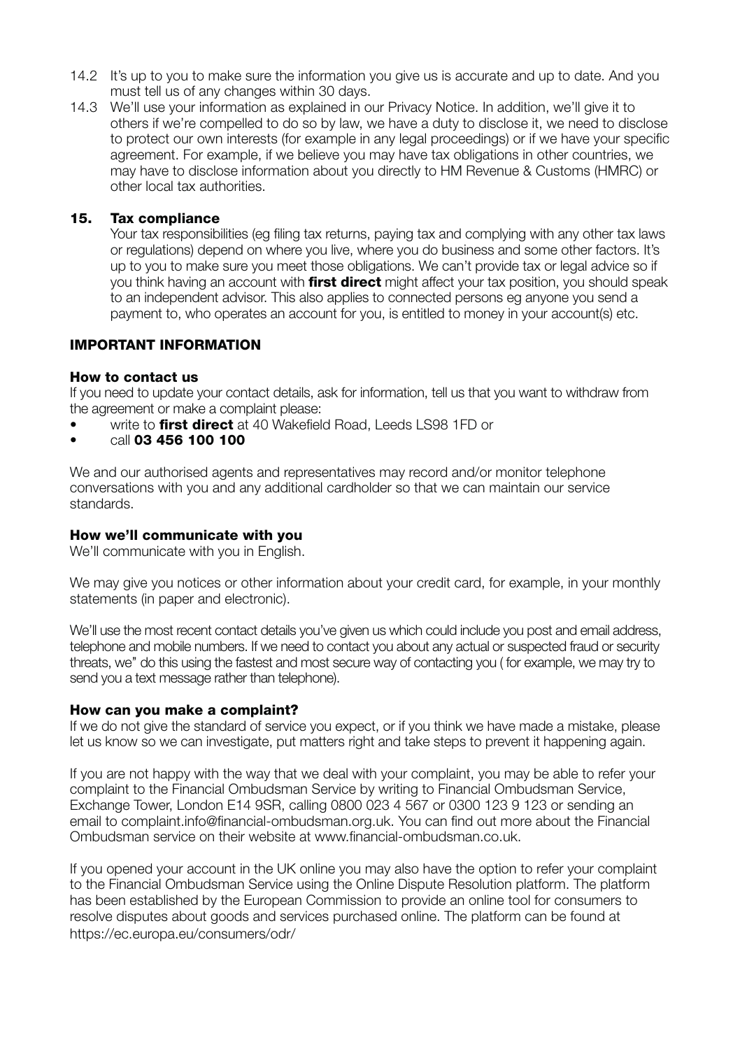14.2 It's up to you to make sure the information you give us is accurate and up to date. And you must tell us of any changes within 30 days.

14.3 We'll use your information as explained in our Privacy Notice. In addition, we'll give it to others if we're compelled to do so by law, we have a duty to disclose it, we need to disclose to protect our own interests (for example in any legal proceedings) or if we have your specific agreement. For example, if we believe you may have tax obligations in other countries, we may have to disclose information about you directly to HM Revenue & Customs (HMRC) or other local tax authorities.

### 15. Tax compliance

Your tax responsibilities (eg filing tax returns, paying tax and complying with any other tax laws or regulations) depend on where you live, where you do business and some other factors. It's up to you to make sure you meet those obligations. We can't provide tax or legal advice so if you think having an account with **first direct** might affect your tax position, you should speak to an independent advisor. This also applies to connected persons eg anyone you send a payment to, who operates an account for you, is entitled to money in your account(s) etc.

## IMPORTANT INFORMATION

### How to contact us

If you need to update your contact details, ask for information, tell us that you want to withdraw from the agreement or make a complaint please:

- write to **first direct** at 40 Wakefield Road, Leeds LS98 1FD or
- call **03 456 100 100**

We and our authorised agents and representatives may record and/or monitor telephone conversations with you and any additional cardholder so that we can maintain our service standards.

### How we'll communicate with you

We'll communicate with you in English.

We may give you notices or other information about your credit card, for example, in your monthly statements (in paper and electronic).

We'll use the most recent contact details you've given us which could include you post and email address, telephone and mobile numbers. If we need to contact you about any actual or suspected fraud or security threats, we" do this using the fastest and most secure way of contacting you ( for example, we may try to send you a text message rather than telephone).

### How can you make a complaint?

If we do not give the standard of service you expect, or if you think we have made a mistake, please let us know so we can investigate, put matters right and take steps to prevent it happening again.

If you are not happy with the way that we deal with your complaint, you may be able to refer your complaint to the Financial Ombudsman Service by writing to Financial Ombudsman Service, Exchange Tower, London E14 9SR, calling 0800 023 4 567 or 0300 123 9 123 or sending an email to complaint.info@financial-ombudsman.org.uk. You can find out more about the Financial Ombudsman service on their website at www.financial-ombudsman.co.uk.

If you opened your account in the UK online you may also have the option to refer your complaint to the Financial Ombudsman Service using the Online Dispute Resolution platform. The platform has been established by the European Commission to provide an online tool for consumers to resolve disputes about goods and services purchased online. The platform can be found at https://ec.europa.eu/consumers/odr/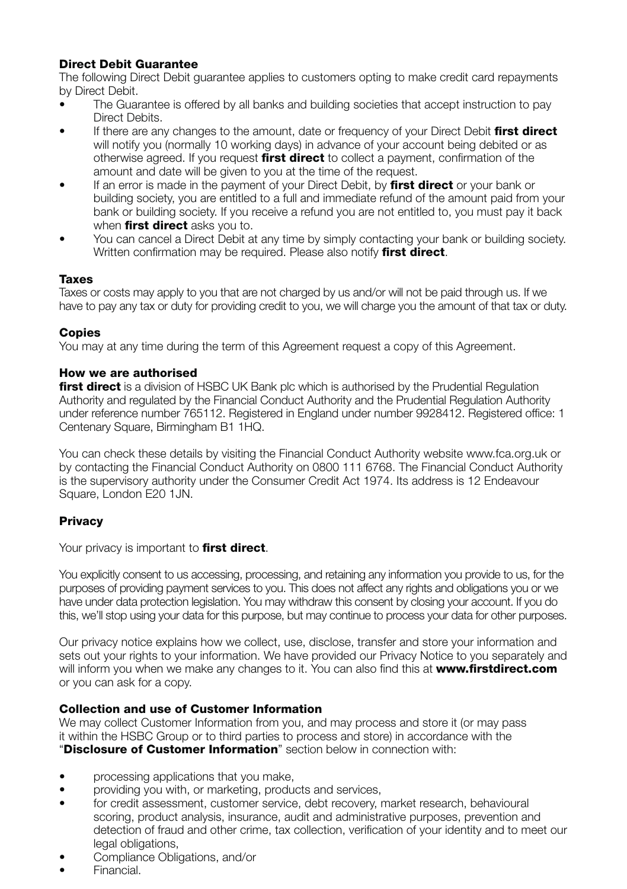### Direct Debit Guarantee

The following Direct Debit guarantee applies to customers opting to make credit card repayments by Direct Debit.

- The Guarantee is offered by all banks and building societies that accept instruction to pay Direct Debits.
- If there are any changes to the amount, date or frequency of your Direct Debit **first direct** will notify you (normally 10 working days) in advance of your account being debited or as otherwise agreed. If you request **first direct** to collect a payment, confirmation of the amount and date will be given to you at the time of the request.
- If an error is made in the payment of your Direct Debit, by **first direct** or your bank or building society, you are entitled to a full and immediate refund of the amount paid from your bank or building society. If you receive a refund you are not entitled to, you must pay it back when **first direct** asks you to.
- You can cancel a Direct Debit at any time by simply contacting your bank or building society. Written confirmation may be required. Please also notify **first direct**.

### Taxes

Taxes or costs may apply to you that are not charged by us and/or will not be paid through us. If we have to pay any tax or duty for providing credit to you, we will charge you the amount of that tax or duty.

### Copies

You may at any time during the term of this Agreement request a copy of this Agreement.

### How we are authorised

**first direct** is a division of HSBC UK Bank plc which is authorised by the Prudential Regulation Authority and regulated by the Financial Conduct Authority and the Prudential Regulation Authority under reference number 765112. Registered in England under number 9928412. Registered office: 1 Centenary Square, Birmingham B1 1HQ.

You can check these details by visiting the Financial Conduct Authority website www.fca.org.uk or by contacting the Financial Conduct Authority on 0800 111 6768. The Financial Conduct Authority is the supervisory authority under the Consumer Credit Act 1974. Its address is 12 Endeavour Square, London E20 1JN.

### Privacy

Your privacy is important to **first direct**.

You explicitly consent to us accessing, processing, and retaining any information you provide to us, for the purposes of providing payment services to you. This does not affect any rights and obligations you or we have under data protection legislation. You may withdraw this consent by closing your account. If you do this, we'll stop using your data for this purpose, but may continue to process your data for other purposes.

Our privacy notice explains how we collect, use, disclose, transfer and store your information and sets out your rights to your information. We have provided our Privacy Notice to you separately and will inform you when we make any changes to it. You can also find this at **www.firstdirect.com** or you can ask for a copy.

### Collection and use of Customer Information

We may collect Customer Information from you, and may process and store it (or may pass it within the HSBC Group or to third parties to process and store) in accordance with the "**Disclosure of Customer Information**" section below in connection with:

- processing applications that you make,
- providing you with, or marketing, products and services,
- for credit assessment, customer service, debt recovery, market research, behavioural scoring, product analysis, insurance, audit and administrative purposes, prevention and detection of fraud and other crime, tax collection, verification of your identity and to meet our legal obligations,
- Compliance Obligations, and/or
- Financial.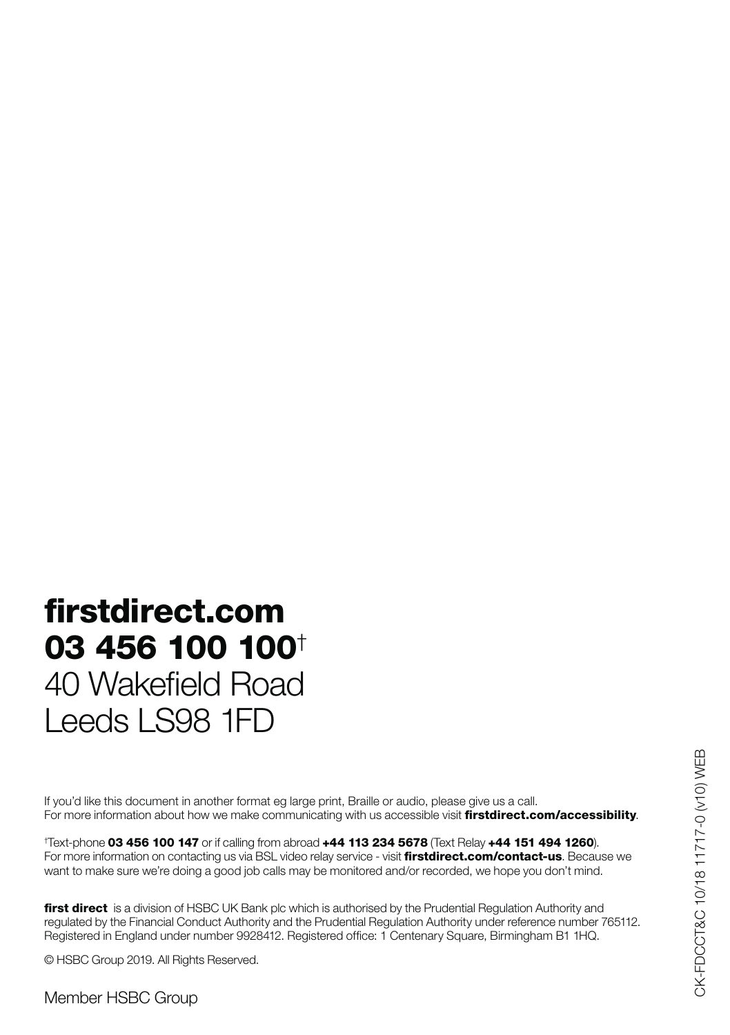**firstdirect.com**
**03 456 100 100**†
40 Wakefield Road
Leeds LS98 1FD

If you'd like this document in another format eg large print, Braille or audio, please give us a call.
For more information about how we make communicating with us accessible visit **firstdirect.com/accessibility**.

†Text-phone **03 456 100 147** or if calling from abroad **+44 113 234 5678** (Text Relay **+44 151 494 1260**).
For more information on contacting us via BSL video relay service - visit **firstdirect.com/contact-us**. Because we want to make sure we're doing a good job calls may be monitored and/or recorded, we hope you don't mind.

**first direct** is a division of HSBC UK Bank plc which is authorised by the Prudential Regulation Authority and regulated by the Financial Conduct Authority and the Prudential Regulation Authority under reference number 765112. Registered in England under number 9928412. Registered office: 1 Centenary Square, Birmingham B1 1HQ.

© HSBC Group 2019. All Rights Reserved.

Member HSBC Group

CK-FDCCT&C 10/18 11717-0 (v10) WEB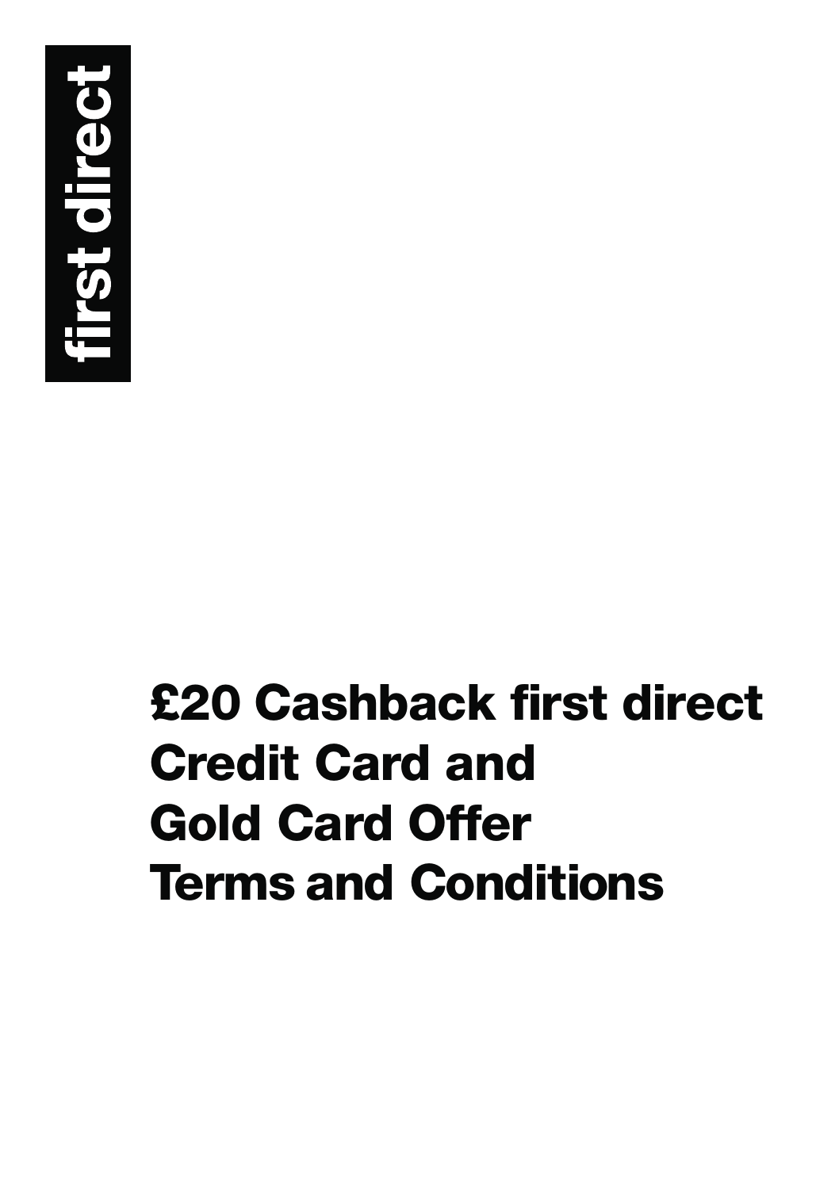first direct

# £20 Cashback first direct Credit Card and Gold Card Offer Terms and Conditions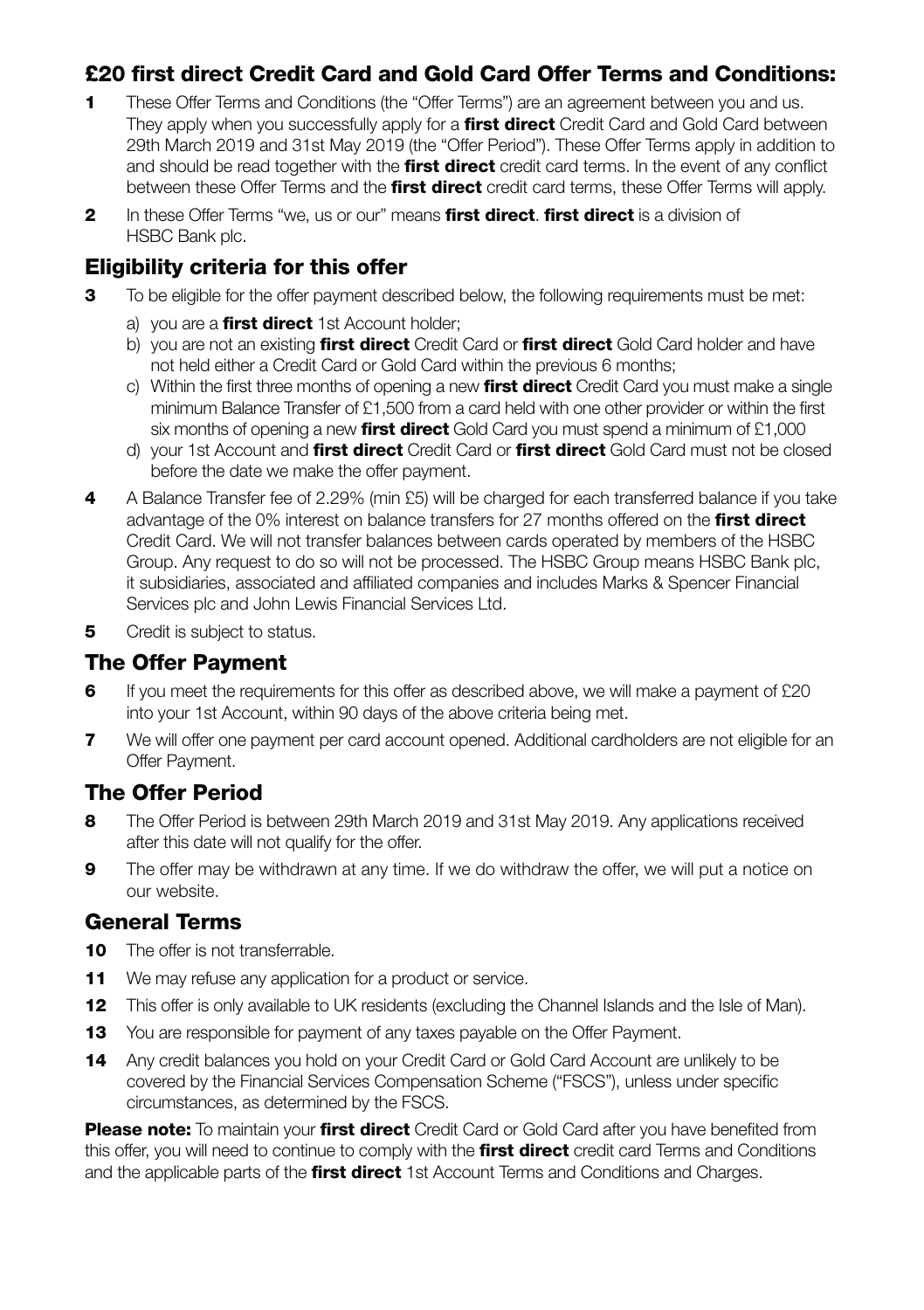## £20 first direct Credit Card and Gold Card Offer Terms and Conditions:

**1** These Offer Terms and Conditions (the "Offer Terms") are an agreement between you and us. They apply when you successfully apply for a **first direct** Credit Card and Gold Card between 29th March 2019 and 31st May 2019 (the "Offer Period"). These Offer Terms apply in addition to and should be read together with the **first direct** credit card terms. In the event of any conflict between these Offer Terms and the **first direct** credit card terms, these Offer Terms will apply.

**2** In these Offer Terms "we, us or our" means **first direct**. **first direct** is a division of HSBC Bank plc.

### Eligibility criteria for this offer

**3** To be eligible for the offer payment described below, the following requirements must be met:

a) you are a **first direct** 1st Account holder;

b) you are not an existing **first direct** Credit Card or **first direct** Gold Card holder and have not held either a Credit Card or Gold Card within the previous 6 months;

c) Within the first three months of opening a new **first direct** Credit Card you must make a single minimum Balance Transfer of £1,500 from a card held with one other provider or within the first six months of opening a new **first direct** Gold Card you must spend a minimum of £1,000

d) your 1st Account and **first direct** Credit Card or **first direct** Gold Card must not be closed before the date we make the offer payment.

**4** A Balance Transfer fee of 2.29% (min £5) will be charged for each transferred balance if you take advantage of the 0% interest on balance transfers for 27 months offered on the **first direct** Credit Card. We will not transfer balances between cards operated by members of the HSBC Group. Any request to do so will not be processed. The HSBC Group means HSBC Bank plc, it subsidiaries, associated and affiliated companies and includes Marks & Spencer Financial Services plc and John Lewis Financial Services Ltd.

**5** Credit is subject to status.

### The Offer Payment

**6** If you meet the requirements for this offer as described above, we will make a payment of £20 into your 1st Account, within 90 days of the above criteria being met.

**7** We will offer one payment per card account opened. Additional cardholders are not eligible for an Offer Payment.

### The Offer Period

**8** The Offer Period is between 29th March 2019 and 31st May 2019. Any applications received after this date will not qualify for the offer.

**9** The offer may be withdrawn at any time. If we do withdraw the offer, we will put a notice on our website.

### General Terms

**10** The offer is not transferrable.

**11** We may refuse any application for a product or service.

**12** This offer is only available to UK residents (excluding the Channel Islands and the Isle of Man).

**13** You are responsible for payment of any taxes payable on the Offer Payment.

**14** Any credit balances you hold on your Credit Card or Gold Card Account are unlikely to be covered by the Financial Services Compensation Scheme ("FSCS"), unless under specific circumstances, as determined by the FSCS.

**Please note:** To maintain your **first direct** Credit Card or Gold Card after you have benefited from this offer, you will need to continue to comply with the **first direct** credit card Terms and Conditions and the applicable parts of the **first direct** 1st Account Terms and Conditions and Charges.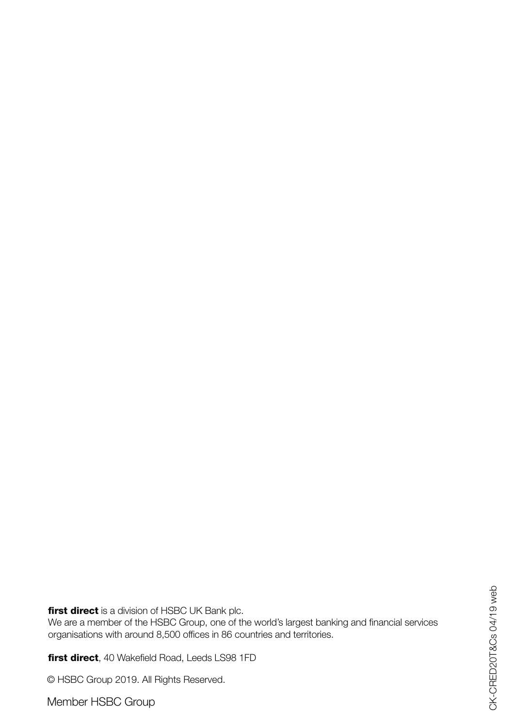**first direct** is a division of HSBC UK Bank plc.
We are a member of the HSBC Group, one of the world's largest banking and financial services organisations with around 8,500 offices in 86 countries and territories.

**first direct**, 40 Wakefield Road, Leeds LS98 1FD

© HSBC Group 2019. All Rights Reserved.

Member HSBC Group

CK-CRED20T&Cs 04/19 web